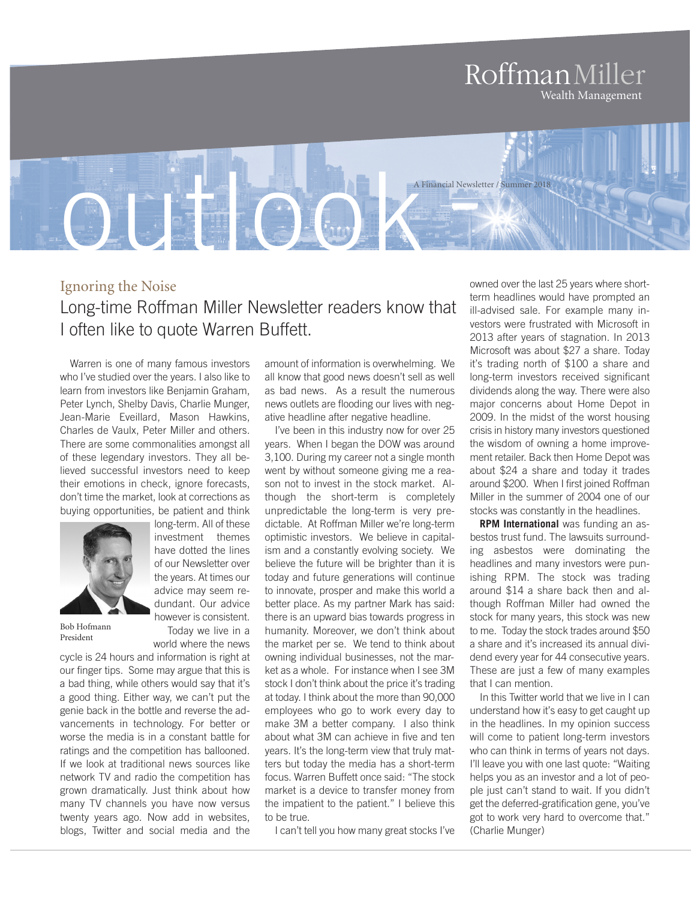# outlook

Roffman Miller Wealth Management

A Financial Newsletter / Summer 2018

## Ignoring the Noise

### Long-time Roffman Miller Newsletter readers know that I often like to quote Warren Buffett.

Warren is one of many famous investors who I've studied over the years. I also like to learn from investors like Benjamin Graham, Peter Lynch, Shelby Davis, Charlie Munger, Jean-Marie Eveillard, Mason Hawkins, Charles de Vaulx, Peter Miller and others. There are some commonalities amongst all of these legendary investors. They all believed successful investors need to keep their emotions in check, ignore forecasts, don't time the market, look at corrections as buying opportunities, be patient and think long-term. All of these investment themes have dotted the lines of our Newsletter over the years. At times our advice may seem redundant. Our advice however is consistent.

Bob Hofmann
President

Today we live in a world where the news cycle is 24 hours and information is right at our finger tips. Some may argue that this is a bad thing, while others would say that it's a good thing. Either way, we can't put the genie back in the bottle and reverse the advancements in technology. For better or worse the media is in a constant battle for ratings and the competition has ballooned. If we look at traditional news sources like network TV and radio the competition has grown dramatically. Just think about how many TV channels you have now versus twenty years ago. Now add in websites, blogs, Twitter and social media and the amount of information is overwhelming. We all know that good news doesn't sell as well as bad news. As a result the numerous news outlets are flooding our lives with negative headline after negative headline.

I've been in this industry now for over 25 years. When I began the DOW was around 3,100. During my career not a single month went by without someone giving me a reason not to invest in the stock market. Although the short-term is completely unpredictable the long-term is very predictable. At Roffman Miller we're long-term optimistic investors. We believe in capitalism and a constantly evolving society. We believe the future will be brighter than it is today and future generations will continue to innovate, prosper and make this world a better place. As my partner Mark has said: there is an upward bias towards progress in humanity. Moreover, we don't think about the market per se. We tend to think about owning individual businesses, not the market as a whole. For instance when I see 3M stock I don't think about the price it's trading at today. I think about the more than 90,000 employees who go to work every day to make 3M a better company. I also think about what 3M can achieve in five and ten years. It's the long-term view that truly matters but today the media has a short-term focus. Warren Buffett once said: "The stock market is a device to transfer money from the impatient to the patient." I believe this to be true.

I can't tell you how many great stocks I've owned over the last 25 years where short-term headlines would have prompted an ill-advised sale. For example many investors were frustrated with Microsoft in 2013 after years of stagnation. In 2013 Microsoft was about $27 a share. Today it's trading north of $100 a share and long-term investors received significant dividends along the way. There were also major concerns about Home Depot in 2009. In the midst of the worst housing crisis in history many investors questioned the wisdom of owning a home improvement retailer. Back then Home Depot was about $24 a share and today it trades around $200. When I first joined Roffman Miller in the summer of 2004 one of our stocks was constantly in the headlines.

**RPM International** was funding an asbestos trust fund. The lawsuits surrounding asbestos were dominating the headlines and many investors were punishing RPM. The stock was trading around $14 a share back then and although Roffman Miller had owned the stock for many years, this stock was new to me. Today the stock trades around $50 a share and it's increased its annual dividend every year for 44 consecutive years. These are just a few of many examples that I can mention.

In this Twitter world that we live in I can understand how it's easy to get caught up in the headlines. In my opinion success will come to patient long-term investors who can think in terms of years not days. I'll leave you with one last quote: "Waiting helps you as an investor and a lot of people just can't stand to wait. If you didn't get the deferred-gratification gene, you've got to work very hard to overcome that." (Charlie Munger)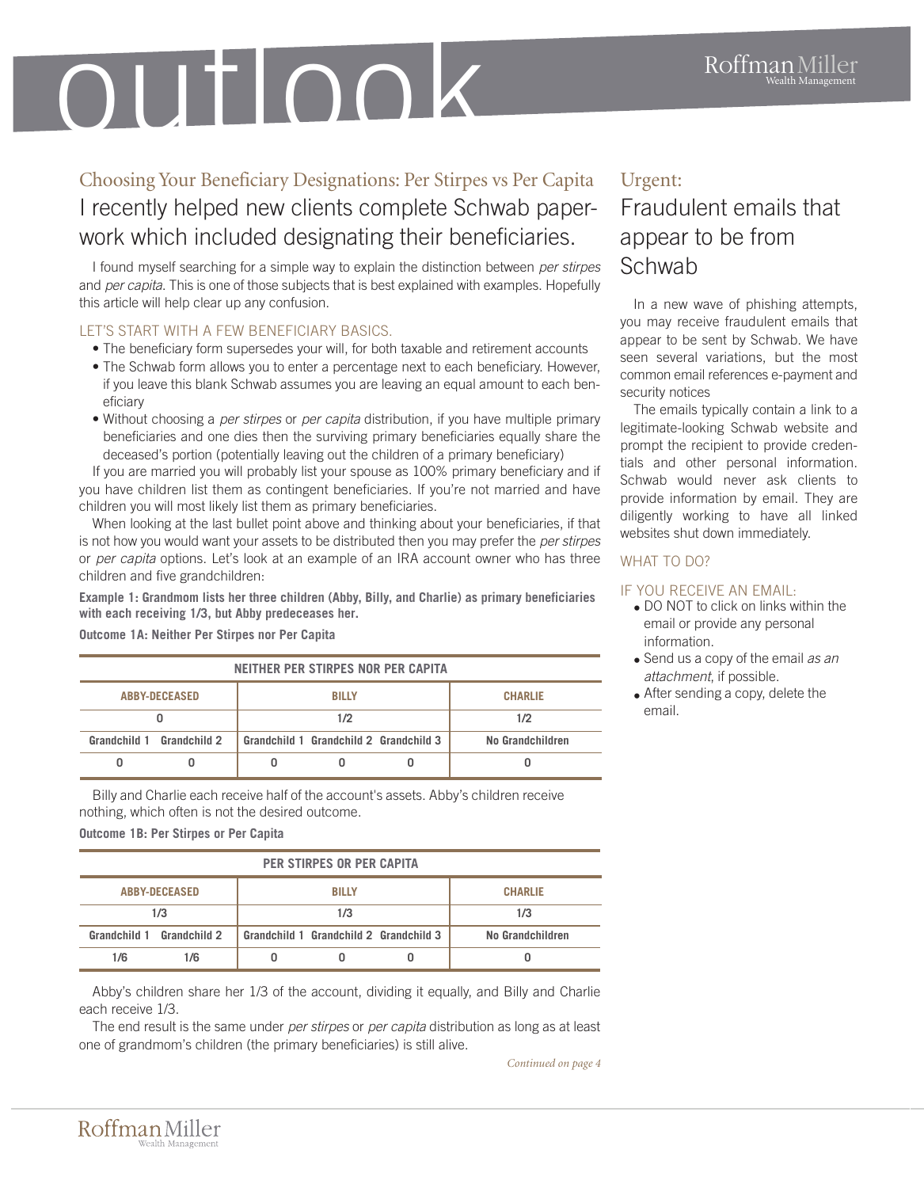# outlook

## Choosing Your Beneficiary Designations: Per Stirpes vs Per Capita

### I recently helped new clients complete Schwab paperwork which included designating their beneficiaries.

I found myself searching for a simple way to explain the distinction between *per stirpes* and *per capita*. This is one of those subjects that is best explained with examples. Hopefully this article will help clear up any confusion.

#### LET'S START WITH A FEW BENEFICIARY BASICS.

- The beneficiary form supersedes your will, for both taxable and retirement accounts
- The Schwab form allows you to enter a percentage next to each beneficiary. However, if you leave this blank Schwab assumes you are leaving an equal amount to each beneficiary
- Without choosing a *per stirpes* or *per capita* distribution, if you have multiple primary beneficiaries and one dies then the surviving primary beneficiaries equally share the deceased's portion (potentially leaving out the children of a primary beneficiary)

If you are married you will probably list your spouse as 100% primary beneficiary and if you have children list them as contingent beneficiaries. If you're not married and have children you will most likely list them as primary beneficiaries.

When looking at the last bullet point above and thinking about your beneficiaries, if that is not how you would want your assets to be distributed then you may prefer the *per stirpes* or *per capita* options. Let's look at an example of an IRA account owner who has three children and five grandchildren:

**Example 1: Grandmom lists her three children (Abby, Billy, and Charlie) as primary beneficiaries with each receiving 1/3, but Abby predeceases her.**

**Outcome 1A: Neither Per Stirpes nor Per Capita**

| NEITHER PER STIRPES NOR PER CAPITA | | | | | |
|---|---|---|---|---|---|
| ABBY-DECEASED | | BILLY | | | CHARLIE |
| 0 | | 1/2 | | | 1/2 |
| Grandchild 1 | Grandchild 2 | Grandchild 1 | Grandchild 2 | Grandchild 3 | No Grandchildren |
| 0 | 0 | 0 | 0 | 0 | 0 |

Billy and Charlie each receive half of the account's assets. Abby's children receive nothing, which often is not the desired outcome.

**Outcome 1B: Per Stirpes or Per Capita**

| PER STIRPES OR PER CAPITA | | | | | |
|---|---|---|---|---|---|
| ABBY-DECEASED | | BILLY | | | CHARLIE |
| 1/3 | | 1/3 | | | 1/3 |
| Grandchild 1 | Grandchild 2 | Grandchild 1 | Grandchild 2 | Grandchild 3 | No Grandchildren |
| 1/6 | 1/6 | 0 | 0 | 0 | 0 |

Abby's children share her 1/3 of the account, dividing it equally, and Billy and Charlie each receive 1/3.

The end result is the same under *per stirpes* or *per capita* distribution as long as at least one of grandmom's children (the primary beneficiaries) is still alive.

*Continued on page 4*

## Urgent:

### Fraudulent emails that appear to be from Schwab

In a new wave of phishing attempts, you may receive fraudulent emails that appear to be sent by Schwab. We have seen several variations, but the most common email references e-payment and security notices

The emails typically contain a link to a legitimate-looking Schwab website and prompt the recipient to provide credentials and other personal information. Schwab would never ask clients to provide information by email. They are diligently working to have all linked websites shut down immediately.

#### WHAT TO DO?

#### IF YOU RECEIVE AN EMAIL:

- DO NOT to click on links within the email or provide any personal information.
- Send us a copy of the email *as an attachment*, if possible.
- After sending a copy, delete the email.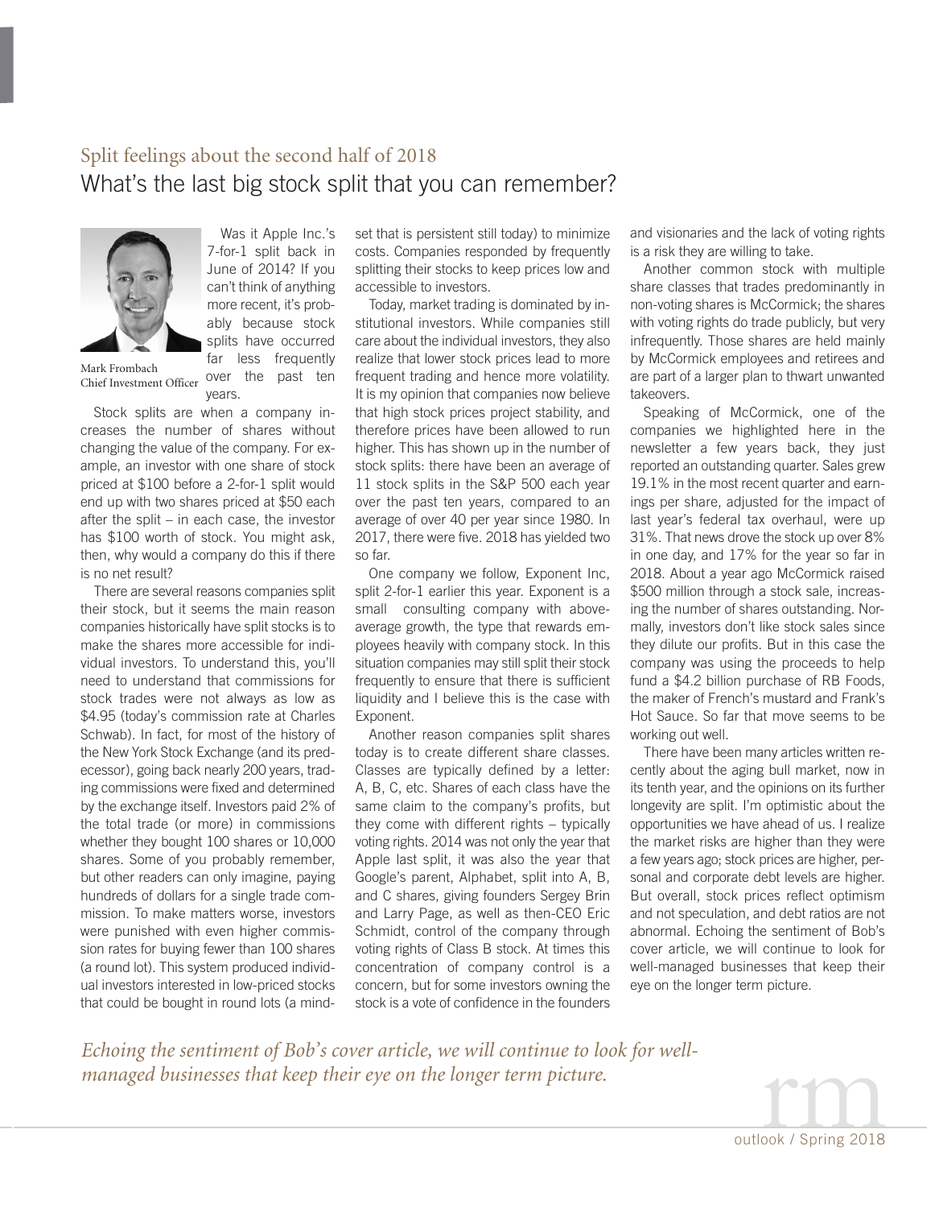## Split feelings about the second half of 2018

# What's the last big stock split that you can remember?

Mark Frombach
Chief Investment Officer

Was it Apple Inc.'s 7-for-1 split back in June of 2014? If you can't think of anything more recent, it's probably because stock splits have occurred far less frequently over the past ten years.

Stock splits are when a company increases the number of shares without changing the value of the company. For example, an investor with one share of stock priced at $100 before a 2-for-1 split would end up with two shares priced at $50 each after the split – in each case, the investor has $100 worth of stock. You might ask, then, why would a company do this if there is no net result?

There are several reasons companies split their stock, but it seems the main reason companies historically have split stocks is to make the shares more accessible for individual investors. To understand this, you'll need to understand that commissions for stock trades were not always as low as $4.95 (today's commission rate at Charles Schwab). In fact, for most of the history of the New York Stock Exchange (and its predecessor), going back nearly 200 years, trading commissions were fixed and determined by the exchange itself. Investors paid 2% of the total trade (or more) in commissions whether they bought 100 shares or 10,000 shares. Some of you probably remember, but other readers can only imagine, paying hundreds of dollars for a single trade commission. To make matters worse, investors were punished with even higher commission rates for buying fewer than 100 shares (a round lot). This system produced individual investors interested in low-priced stocks that could be bought in round lots (a mindset that is persistent still today) to minimize costs. Companies responded by frequently splitting their stocks to keep prices low and accessible to investors.

Today, market trading is dominated by institutional investors. While companies still care about the individual investors, they also realize that lower stock prices lead to more frequent trading and hence more volatility. It is my opinion that companies now believe that high stock prices project stability, and therefore prices have been allowed to run higher. This has shown up in the number of stock splits: there have been an average of 11 stock splits in the S&P 500 each year over the past ten years, compared to an average of over 40 per year since 1980. In 2017, there were five. 2018 has yielded two so far.

One company we follow, Exponent Inc, split 2-for-1 earlier this year. Exponent is a small consulting company with above-average growth, the type that rewards employees heavily with company stock. In this situation companies may still split their stock frequently to ensure that there is sufficient liquidity and I believe this is the case with Exponent.

Another reason companies split shares today is to create different share classes. Classes are typically defined by a letter: A, B, C, etc. Shares of each class have the same claim to the company's profits, but they come with different rights – typically voting rights. 2014 was not only the year that Apple last split, it was also the year that Google's parent, Alphabet, split into A, B, and C shares, giving founders Sergey Brin and Larry Page, as well as then-CEO Eric Schmidt, control of the company through voting rights of Class B stock. At times this concentration of company control is a concern, but for some investors owning the stock is a vote of confidence in the founders and visionaries and the lack of voting rights is a risk they are willing to take.

Another common stock with multiple share classes that trades predominantly in non-voting shares is McCormick; the shares with voting rights do trade publicly, but very infrequently. Those shares are held mainly by McCormick employees and retirees and are part of a larger plan to thwart unwanted takeovers.

Speaking of McCormick, one of the companies we highlighted here in the newsletter a few years back, they just reported an outstanding quarter. Sales grew 19.1% in the most recent quarter and earnings per share, adjusted for the impact of last year's federal tax overhaul, were up 31%. That news drove the stock up over 8% in one day, and 17% for the year so far in 2018. About a year ago McCormick raised $500 million through a stock sale, increasing the number of shares outstanding. Normally, investors don't like stock sales since they dilute our profits. But in this case the company was using the proceeds to help fund a $4.2 billion purchase of RB Foods, the maker of French's mustard and Frank's Hot Sauce. So far that move seems to be working out well.

There have been many articles written recently about the aging bull market, now in its tenth year, and the opinions on its further longevity are split. I'm optimistic about the opportunities we have ahead of us. I realize the market risks are higher than they were a few years ago; stock prices are higher, personal and corporate debt levels are higher. But overall, stock prices reflect optimism and not speculation, and debt ratios are not abnormal. Echoing the sentiment of Bob's cover article, we will continue to look for well-managed businesses that keep their eye on the longer term picture.

*Echoing the sentiment of Bob's cover article, we will continue to look for well-managed businesses that keep their eye on the longer term picture.*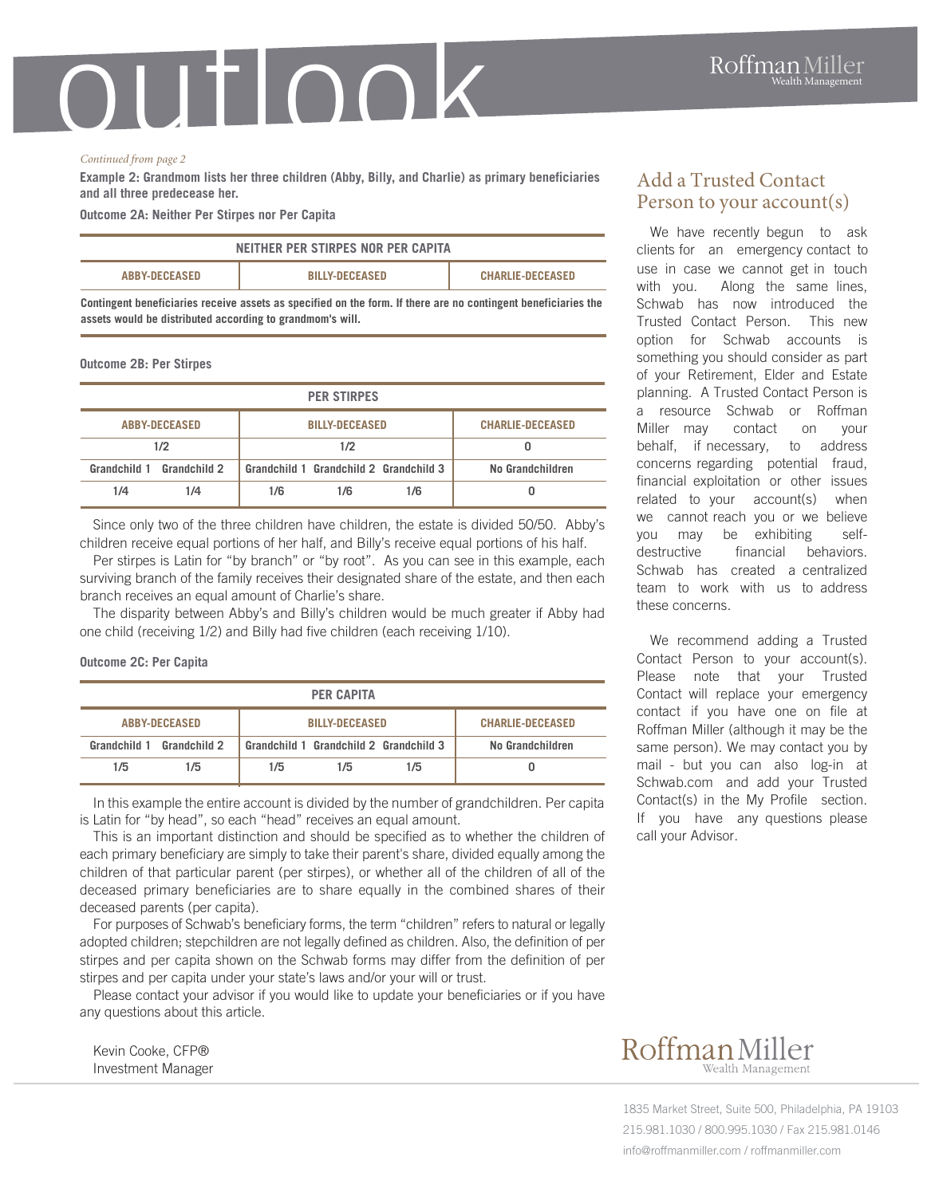*Continued from page 2*

**Example 2: Grandmom lists her three children (Abby, Billy, and Charlie) as primary beneficiaries and all three predecease her.**

**Outcome 2A: Neither Per Stirpes nor Per Capita**

| NEITHER PER STIRPES NOR PER CAPITA | | |
|---|---|---|
| ABBY-DECEASED | BILLY-DECEASED | CHARLIE-DECEASED |

**Contingent beneficiaries receive assets as specified on the form. If there are no contingent beneficiaries the assets would be distributed according to grandmom's will.**

**Outcome 2B: Per Stirpes**

| PER STIRPES | | | | | |
|---|---|---|---|---|---|
| ABBY-DECEASED | | BILLY-DECEASED | | | CHARLIE-DECEASED |
| 1/2 | | 1/2 | | | 0 |
| Grandchild 1 | Grandchild 2 | Grandchild 1 | Grandchild 2 | Grandchild 3 | No Grandchildren |
| 1/4 | 1/4 | 1/6 | 1/6 | 1/6 | 0 |

Since only two of the three children have children, the estate is divided 50/50. Abby's children receive equal portions of her half, and Billy's receive equal portions of his half.

Per stirpes is Latin for "by branch" or "by root". As you can see in this example, each surviving branch of the family receives their designated share of the estate, and then each branch receives an equal amount of Charlie's share.

The disparity between Abby's and Billy's children would be much greater if Abby had one child (receiving 1/2) and Billy had five children (each receiving 1/10).

**Outcome 2C: Per Capita**

| PER CAPITA | | | | | |
|---|---|---|---|---|---|
| ABBY-DECEASED | | BILLY-DECEASED | | | CHARLIE-DECEASED |
| Grandchild 1 | Grandchild 2 | Grandchild 1 | Grandchild 2 | Grandchild 3 | No Grandchildren |
| 1/5 | 1/5 | 1/5 | 1/5 | 1/5 | 0 |

In this example the entire account is divided by the number of grandchildren. Per capita is Latin for "by head", so each "head" receives an equal amount.

This is an important distinction and should be specified as to whether the children of each primary beneficiary are simply to take their parent's share, divided equally among the children of that particular parent (per stirpes), or whether all of the children of all of the deceased primary beneficiaries are to share equally in the combined shares of their deceased parents (per capita).

For purposes of Schwab's beneficiary forms, the term "children" refers to natural or legally adopted children; stepchildren are not legally defined as children. Also, the definition of per stirpes and per capita shown on the Schwab forms may differ from the definition of per stirpes and per capita under your state's laws and/or your will or trust.

Please contact your advisor if you would like to update your beneficiaries or if you have any questions about this article.

Kevin Cooke, CFP®
Investment Manager

## Add a Trusted Contact Person to your account(s)

We have recently begun to ask clients for an emergency contact to use in case we cannot get in touch with you. Along the same lines, Schwab has now introduced the Trusted Contact Person. This new option for Schwab accounts is something you should consider as part of your Retirement, Elder and Estate planning. A Trusted Contact Person is a resource Schwab or Roffman Miller may contact on your behalf, if necessary, to address concerns regarding potential fraud, financial exploitation or other issues related to your account(s) when we cannot reach you or we believe you may be exhibiting self-destructive financial behaviors. Schwab has created a centralized team to work with us to address these concerns.

We recommend adding a Trusted Contact Person to your account(s). Please note that your Trusted Contact will replace your emergency contact if you have one on file at Roffman Miller (although it may be the same person). We may contact you by mail - but you can also log-in at Schwab.com and add your Trusted Contact(s) in the My Profile section. If you have any questions please call your Advisor.

Roffman Miller
Wealth Management

1835 Market Street, Suite 500, Philadelphia, PA 19103
215.981.1030 / 800.995.1030 / Fax 215.981.0146
info@roffmanmiller.com / roffmanmiller.com